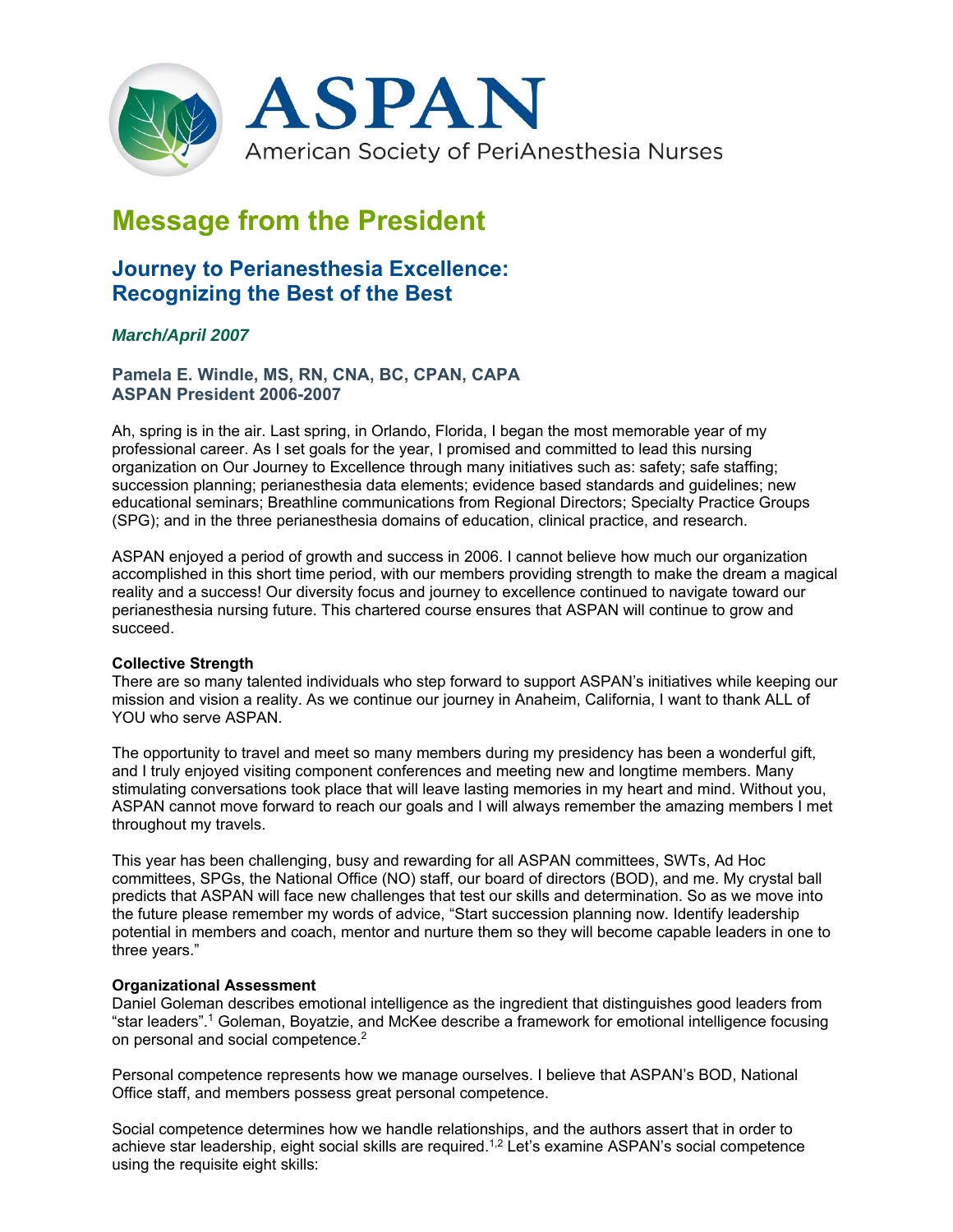# ASPAN

American Society of PeriAnesthesia Nurses

## Message from the President

### Journey to Perianesthesia Excellence: Recognizing the Best of the Best

*March/April 2007*

**Pamela E. Windle, MS, RN, CNA, BC, CPAN, CAPA**
**ASPAN President 2006-2007**

Ah, spring is in the air. Last spring, in Orlando, Florida, I began the most memorable year of my professional career. As I set goals for the year, I promised and committed to lead this nursing organization on Our Journey to Excellence through many initiatives such as: safety; safe staffing; succession planning; perianesthesia data elements; evidence based standards and guidelines; new educational seminars; Breathline communications from Regional Directors; Specialty Practice Groups (SPG); and in the three perianesthesia domains of education, clinical practice, and research.

ASPAN enjoyed a period of growth and success in 2006. I cannot believe how much our organization accomplished in this short time period, with our members providing strength to make the dream a magical reality and a success! Our diversity focus and journey to excellence continued to navigate toward our perianesthesia nursing future. This chartered course ensures that ASPAN will continue to grow and succeed.

**Collective Strength**

There are so many talented individuals who step forward to support ASPAN's initiatives while keeping our mission and vision a reality. As we continue our journey in Anaheim, California, I want to thank ALL of YOU who serve ASPAN.

The opportunity to travel and meet so many members during my presidency has been a wonderful gift, and I truly enjoyed visiting component conferences and meeting new and longtime members. Many stimulating conversations took place that will leave lasting memories in my heart and mind. Without you, ASPAN cannot move forward to reach our goals and I will always remember the amazing members I met throughout my travels.

This year has been challenging, busy and rewarding for all ASPAN committees, SWTs, Ad Hoc committees, SPGs, the National Office (NO) staff, our board of directors (BOD), and me. My crystal ball predicts that ASPAN will face new challenges that test our skills and determination. So as we move into the future please remember my words of advice, "Start succession planning now. Identify leadership potential in members and coach, mentor and nurture them so they will become capable leaders in one to three years."

**Organizational Assessment**

Daniel Goleman describes emotional intelligence as the ingredient that distinguishes good leaders from "star leaders".[1] Goleman, Boyatzie, and McKee describe a framework for emotional intelligence focusing on personal and social competence.[2]

Personal competence represents how we manage ourselves. I believe that ASPAN's BOD, National Office staff, and members possess great personal competence.

Social competence determines how we handle relationships, and the authors assert that in order to achieve star leadership, eight social skills are required.[1,2] Let's examine ASPAN's social competence using the requisite eight skills: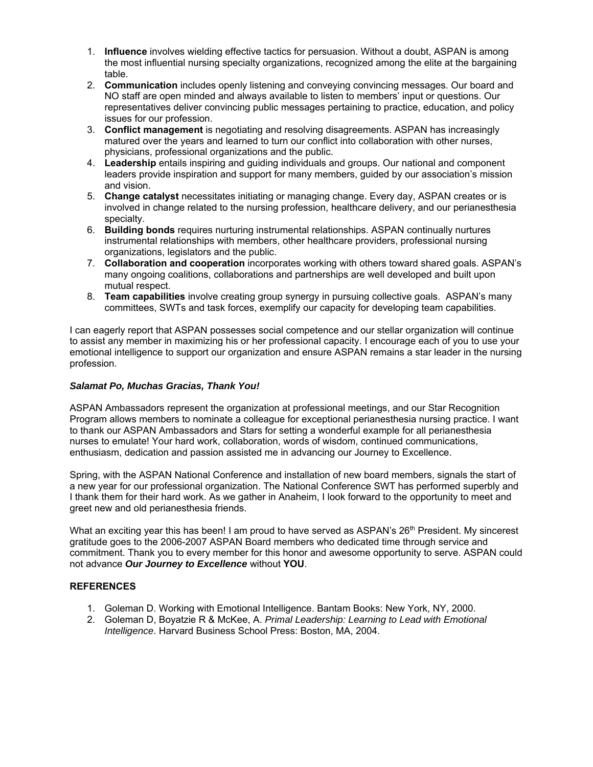1. **Influence** involves wielding effective tactics for persuasion. Without a doubt, ASPAN is among the most influential nursing specialty organizations, recognized among the elite at the bargaining table.
2. **Communication** includes openly listening and conveying convincing messages. Our board and NO staff are open minded and always available to listen to members' input or questions. Our representatives deliver convincing public messages pertaining to practice, education, and policy issues for our profession.
3. **Conflict management** is negotiating and resolving disagreements. ASPAN has increasingly matured over the years and learned to turn our conflict into collaboration with other nurses, physicians, professional organizations and the public.
4. **Leadership** entails inspiring and guiding individuals and groups. Our national and component leaders provide inspiration and support for many members, guided by our association's mission and vision.
5. **Change catalyst** necessitates initiating or managing change. Every day, ASPAN creates or is involved in change related to the nursing profession, healthcare delivery, and our perianesthesia specialty.
6. **Building bonds** requires nurturing instrumental relationships. ASPAN continually nurtures instrumental relationships with members, other healthcare providers, professional nursing organizations, legislators and the public.
7. **Collaboration and cooperation** incorporates working with others toward shared goals. ASPAN's many ongoing coalitions, collaborations and partnerships are well developed and built upon mutual respect.
8. **Team capabilities** involve creating group synergy in pursuing collective goals. ASPAN's many committees, SWTs and task forces, exemplify our capacity for developing team capabilities.

I can eagerly report that ASPAN possesses social competence and our stellar organization will continue to assist any member in maximizing his or her professional capacity. I encourage each of you to use your emotional intelligence to support our organization and ensure ASPAN remains a star leader in the nursing profession.

***Salamat Po, Muchas Gracias, Thank You!***

ASPAN Ambassadors represent the organization at professional meetings, and our Star Recognition Program allows members to nominate a colleague for exceptional perianesthesia nursing practice. I want to thank our ASPAN Ambassadors and Stars for setting a wonderful example for all perianesthesia nurses to emulate! Your hard work, collaboration, words of wisdom, continued communications, enthusiasm, dedication and passion assisted me in advancing our Journey to Excellence.

Spring, with the ASPAN National Conference and installation of new board members, signals the start of a new year for our professional organization. The National Conference SWT has performed superbly and I thank them for their hard work. As we gather in Anaheim, I look forward to the opportunity to meet and greet new and old perianesthesia friends.

What an exciting year this has been! I am proud to have served as ASPAN's 26th President. My sincerest gratitude goes to the 2006-2007 ASPAN Board members who dedicated time through service and commitment. Thank you to every member for this honor and awesome opportunity to serve. ASPAN could not advance ***Our Journey to Excellence*** without **YOU**.

**REFERENCES**

1. Goleman D. Working with Emotional Intelligence. Bantam Books: New York, NY, 2000.
2. Goleman D, Boyatzie R & McKee, A. *Primal Leadership: Learning to Lead with Emotional Intelligence*. Harvard Business School Press: Boston, MA, 2004.